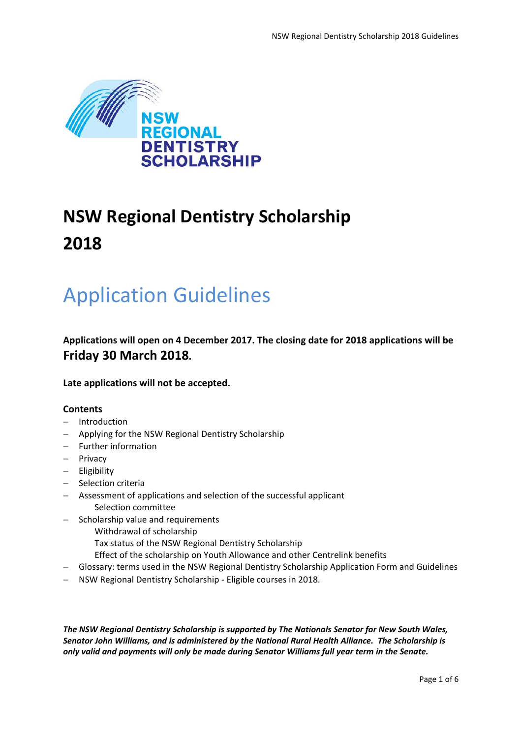# NSW Regional Dentistry Scholarship 2018

## Application Guidelines

**Applications will open on 4 December 2017. The closing date for 2018 applications will be Friday 30 March 2018.**

**Late applications will not be accepted.**

**Contents**

- Introduction
- Applying for the NSW Regional Dentistry Scholarship
- Further information
- Privacy
- Eligibility
- Selection criteria
- Assessment of applications and selection of the successful applicant
  - Selection committee
- Scholarship value and requirements
  - Withdrawal of scholarship
  - Tax status of the NSW Regional Dentistry Scholarship
  - Effect of the scholarship on Youth Allowance and other Centrelink benefits
- Glossary: terms used in the NSW Regional Dentistry Scholarship Application Form and Guidelines
- NSW Regional Dentistry Scholarship - Eligible courses in 2018.

***The NSW Regional Dentistry Scholarship is supported by The Nationals Senator for New South Wales, Senator John Williams, and is administered by the National Rural Health Alliance. The Scholarship is only valid and payments will only be made during Senator Williams full year term in the Senate.***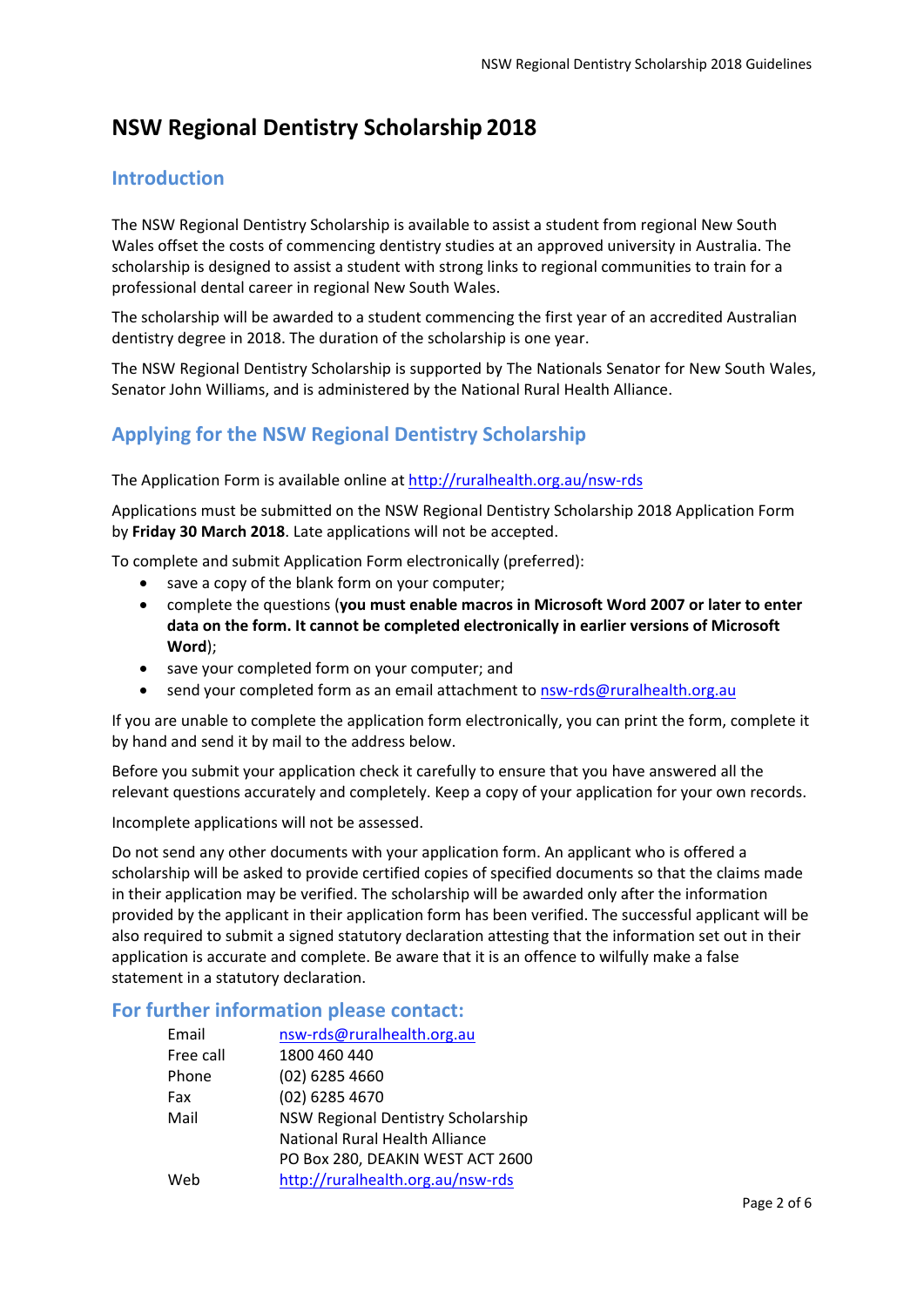# NSW Regional Dentistry Scholarship 2018

## Introduction

The NSW Regional Dentistry Scholarship is available to assist a student from regional New South Wales offset the costs of commencing dentistry studies at an approved university in Australia. The scholarship is designed to assist a student with strong links to regional communities to train for a professional dental career in regional New South Wales.

The scholarship will be awarded to a student commencing the first year of an accredited Australian dentistry degree in 2018. The duration of the scholarship is one year.

The NSW Regional Dentistry Scholarship is supported by The Nationals Senator for New South Wales, Senator John Williams, and is administered by the National Rural Health Alliance.

## Applying for the NSW Regional Dentistry Scholarship

The Application Form is available online at http://ruralhealth.org.au/nsw-rds

Applications must be submitted on the NSW Regional Dentistry Scholarship 2018 Application Form by **Friday 30 March 2018**. Late applications will not be accepted.

To complete and submit Application Form electronically (preferred):

- save a copy of the blank form on your computer;
- complete the questions (**you must enable macros in Microsoft Word 2007 or later to enter data on the form. It cannot be completed electronically in earlier versions of Microsoft Word**);
- save your completed form on your computer; and
- send your completed form as an email attachment to nsw-rds@ruralhealth.org.au

If you are unable to complete the application form electronically, you can print the form, complete it by hand and send it by mail to the address below.

Before you submit your application check it carefully to ensure that you have answered all the relevant questions accurately and completely. Keep a copy of your application for your own records.

Incomplete applications will not be assessed.

Do not send any other documents with your application form. An applicant who is offered a scholarship will be asked to provide certified copies of specified documents so that the claims made in their application may be verified. The scholarship will be awarded only after the information provided by the applicant in their application form has been verified. The successful applicant will be also required to submit a signed statutory declaration attesting that the information set out in their application is accurate and complete. Be aware that it is an offence to wilfully make a false statement in a statutory declaration.

## For further information please contact:

| | |
|---|---|
| Email | nsw-rds@ruralhealth.org.au |
| Free call | 1800 460 440 |
| Phone | (02) 6285 4660 |
| Fax | (02) 6285 4670 |
| Mail | NSW Regional Dentistry Scholarship<br>National Rural Health Alliance<br>PO Box 280, DEAKIN WEST ACT 2600 |
| Web | http://ruralhealth.org.au/nsw-rds |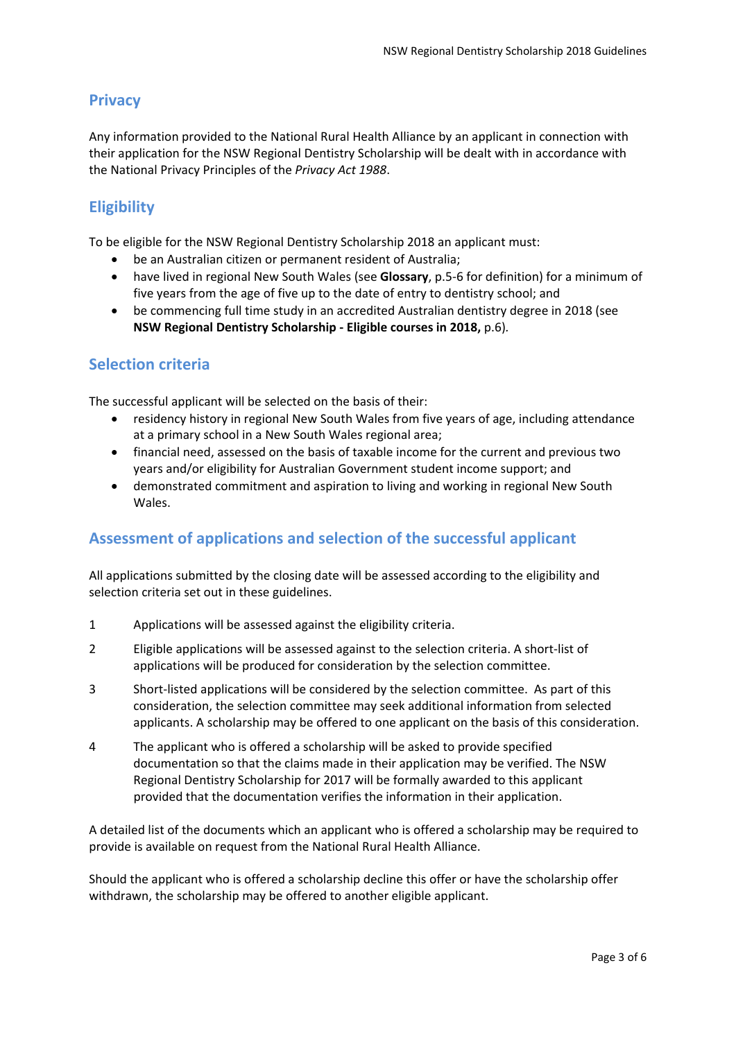## Privacy

Any information provided to the National Rural Health Alliance by an applicant in connection with their application for the NSW Regional Dentistry Scholarship will be dealt with in accordance with the National Privacy Principles of the *Privacy Act 1988*.

## Eligibility

To be eligible for the NSW Regional Dentistry Scholarship 2018 an applicant must:

- be an Australian citizen or permanent resident of Australia;
- have lived in regional New South Wales (see **Glossary**, p.5-6 for definition) for a minimum of five years from the age of five up to the date of entry to dentistry school; and
- be commencing full time study in an accredited Australian dentistry degree in 2018 (see **NSW Regional Dentistry Scholarship - Eligible courses in 2018,** p.6).

## Selection criteria

The successful applicant will be selected on the basis of their:

- residency history in regional New South Wales from five years of age, including attendance at a primary school in a New South Wales regional area;
- financial need, assessed on the basis of taxable income for the current and previous two years and/or eligibility for Australian Government student income support; and
- demonstrated commitment and aspiration to living and working in regional New South Wales.

## Assessment of applications and selection of the successful applicant

All applications submitted by the closing date will be assessed according to the eligibility and selection criteria set out in these guidelines.

1. Applications will be assessed against the eligibility criteria.
2. Eligible applications will be assessed against to the selection criteria. A short-list of applications will be produced for consideration by the selection committee.
3. Short-listed applications will be considered by the selection committee. As part of this consideration, the selection committee may seek additional information from selected applicants. A scholarship may be offered to one applicant on the basis of this consideration.
4. The applicant who is offered a scholarship will be asked to provide specified documentation so that the claims made in their application may be verified. The NSW Regional Dentistry Scholarship for 2017 will be formally awarded to this applicant provided that the documentation verifies the information in their application.

A detailed list of the documents which an applicant who is offered a scholarship may be required to provide is available on request from the National Rural Health Alliance.

Should the applicant who is offered a scholarship decline this offer or have the scholarship offer withdrawn, the scholarship may be offered to another eligible applicant.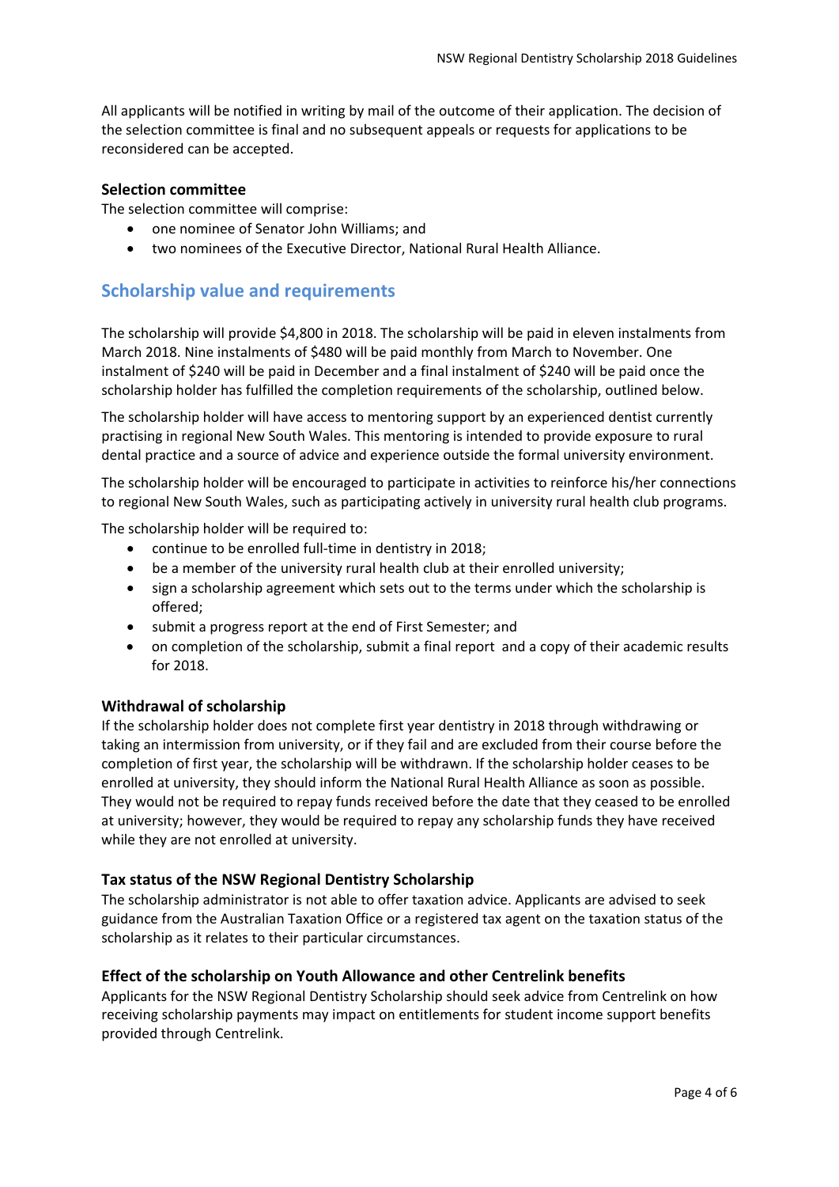All applicants will be notified in writing by mail of the outcome of their application. The decision of the selection committee is final and no subsequent appeals or requests for applications to be reconsidered can be accepted.

### Selection committee

The selection committee will comprise:

- one nominee of Senator John Williams; and
- two nominees of the Executive Director, National Rural Health Alliance.

## Scholarship value and requirements

The scholarship will provide $4,800 in 2018. The scholarship will be paid in eleven instalments from March 2018. Nine instalments of $480 will be paid monthly from March to November. One instalment of $240 will be paid in December and a final instalment of $240 will be paid once the scholarship holder has fulfilled the completion requirements of the scholarship, outlined below.

The scholarship holder will have access to mentoring support by an experienced dentist currently practising in regional New South Wales. This mentoring is intended to provide exposure to rural dental practice and a source of advice and experience outside the formal university environment.

The scholarship holder will be encouraged to participate in activities to reinforce his/her connections to regional New South Wales, such as participating actively in university rural health club programs.

The scholarship holder will be required to:

- continue to be enrolled full-time in dentistry in 2018;
- be a member of the university rural health club at their enrolled university;
- sign a scholarship agreement which sets out to the terms under which the scholarship is offered;
- submit a progress report at the end of First Semester; and
- on completion of the scholarship, submit a final report and a copy of their academic results for 2018.

### Withdrawal of scholarship

If the scholarship holder does not complete first year dentistry in 2018 through withdrawing or taking an intermission from university, or if they fail and are excluded from their course before the completion of first year, the scholarship will be withdrawn. If the scholarship holder ceases to be enrolled at university, they should inform the National Rural Health Alliance as soon as possible. They would not be required to repay funds received before the date that they ceased to be enrolled at university; however, they would be required to repay any scholarship funds they have received while they are not enrolled at university.

### Tax status of the NSW Regional Dentistry Scholarship

The scholarship administrator is not able to offer taxation advice. Applicants are advised to seek guidance from the Australian Taxation Office or a registered tax agent on the taxation status of the scholarship as it relates to their particular circumstances.

### Effect of the scholarship on Youth Allowance and other Centrelink benefits

Applicants for the NSW Regional Dentistry Scholarship should seek advice from Centrelink on how receiving scholarship payments may impact on entitlements for student income support benefits provided through Centrelink.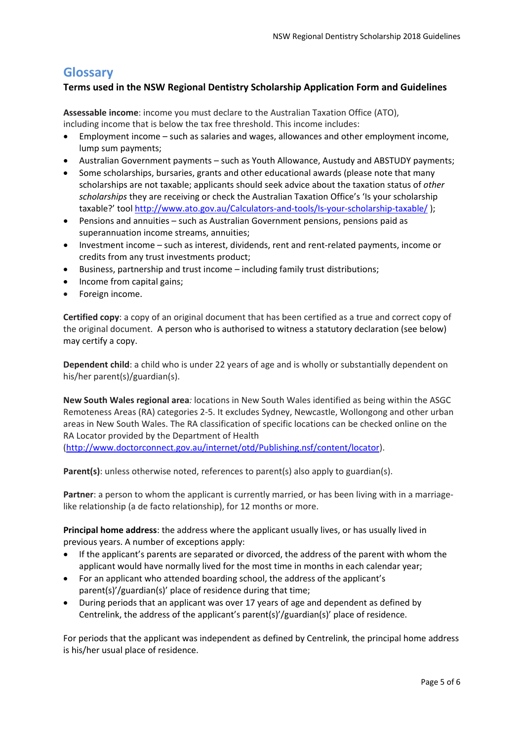## Glossary

### Terms used in the NSW Regional Dentistry Scholarship Application Form and Guidelines

**Assessable income**: income you must declare to the Australian Taxation Office (ATO), including income that is below the tax free threshold. This income includes:

- Employment income – such as salaries and wages, allowances and other employment income, lump sum payments;
- Australian Government payments – such as Youth Allowance, Austudy and ABSTUDY payments;
- Some scholarships, bursaries, grants and other educational awards (please note that many scholarships are not taxable; applicants should seek advice about the taxation status of *other scholarships* they are receiving or check the Australian Taxation Office's 'Is your scholarship taxable?' tool http://www.ato.gov.au/Calculators-and-tools/Is-your-scholarship-taxable/ );
- Pensions and annuities – such as Australian Government pensions, pensions paid as superannuation income streams, annuities;
- Investment income – such as interest, dividends, rent and rent-related payments, income or credits from any trust investments product;
- Business, partnership and trust income – including family trust distributions;
- Income from capital gains;
- Foreign income.

**Certified copy**: a copy of an original document that has been certified as a true and correct copy of the original document. A person who is authorised to witness a statutory declaration (see below) may certify a copy.

**Dependent child**: a child who is under 22 years of age and is wholly or substantially dependent on his/her parent(s)/guardian(s).

**New South Wales regional area***:* locations in New South Wales identified as being within the ASGC Remoteness Areas (RA) categories 2-5. It excludes Sydney, Newcastle, Wollongong and other urban areas in New South Wales. The RA classification of specific locations can be checked online on the RA Locator provided by the Department of Health (http://www.doctorconnect.gov.au/internet/otd/Publishing.nsf/content/locator).

**Parent(s)**: unless otherwise noted, references to parent(s) also apply to guardian(s).

**Partner**: a person to whom the applicant is currently married, or has been living with in a marriage-like relationship (a de facto relationship), for 12 months or more.

**Principal home address**: the address where the applicant usually lives, or has usually lived in previous years. A number of exceptions apply:

- If the applicant's parents are separated or divorced, the address of the parent with whom the applicant would have normally lived for the most time in months in each calendar year;
- For an applicant who attended boarding school, the address of the applicant's parent(s)'/guardian(s)' place of residence during that time;
- During periods that an applicant was over 17 years of age and dependent as defined by Centrelink, the address of the applicant's parent(s)'/guardian(s)' place of residence.

For periods that the applicant was independent as defined by Centrelink, the principal home address is his/her usual place of residence.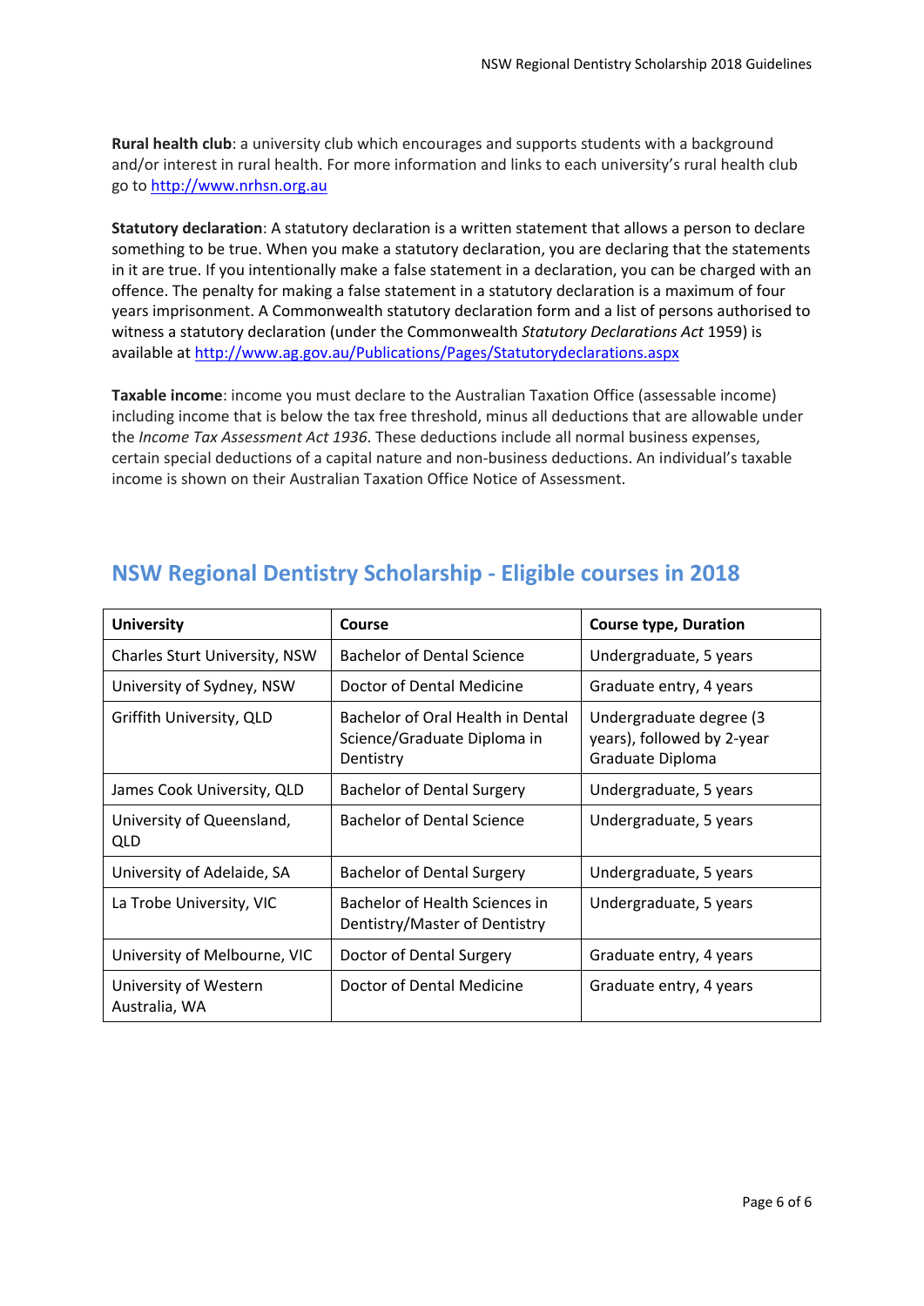**Rural health club**: a university club which encourages and supports students with a background and/or interest in rural health. For more information and links to each university's rural health club go to http://www.nrhsn.org.au

**Statutory declaration**: A statutory declaration is a written statement that allows a person to declare something to be true. When you make a statutory declaration, you are declaring that the statements in it are true. If you intentionally make a false statement in a declaration, you can be charged with an offence. The penalty for making a false statement in a statutory declaration is a maximum of four years imprisonment. A Commonwealth statutory declaration form and a list of persons authorised to witness a statutory declaration (under the Commonwealth *Statutory Declarations Act* 1959) is available at http://www.ag.gov.au/Publications/Pages/Statutorydeclarations.aspx

**Taxable income**: income you must declare to the Australian Taxation Office (assessable income) including income that is below the tax free threshold, minus all deductions that are allowable under the *Income Tax Assessment Act 1936*. These deductions include all normal business expenses, certain special deductions of a capital nature and non-business deductions. An individual's taxable income is shown on their Australian Taxation Office Notice of Assessment.

## NSW Regional Dentistry Scholarship - Eligible courses in 2018

| University | Course | Course type, Duration |
|---|---|---|
| Charles Sturt University, NSW | Bachelor of Dental Science | Undergraduate, 5 years |
| University of Sydney, NSW | Doctor of Dental Medicine | Graduate entry, 4 years |
| Griffith University, QLD | Bachelor of Oral Health in Dental Science/Graduate Diploma in Dentistry | Undergraduate degree (3 years), followed by 2-year Graduate Diploma |
| James Cook University, QLD | Bachelor of Dental Surgery | Undergraduate, 5 years |
| University of Queensland, QLD | Bachelor of Dental Science | Undergraduate, 5 years |
| University of Adelaide, SA | Bachelor of Dental Surgery | Undergraduate, 5 years |
| La Trobe University, VIC | Bachelor of Health Sciences in Dentistry/Master of Dentistry | Undergraduate, 5 years |
| University of Melbourne, VIC | Doctor of Dental Surgery | Graduate entry, 4 years |
| University of Western Australia, WA | Doctor of Dental Medicine | Graduate entry, 4 years |